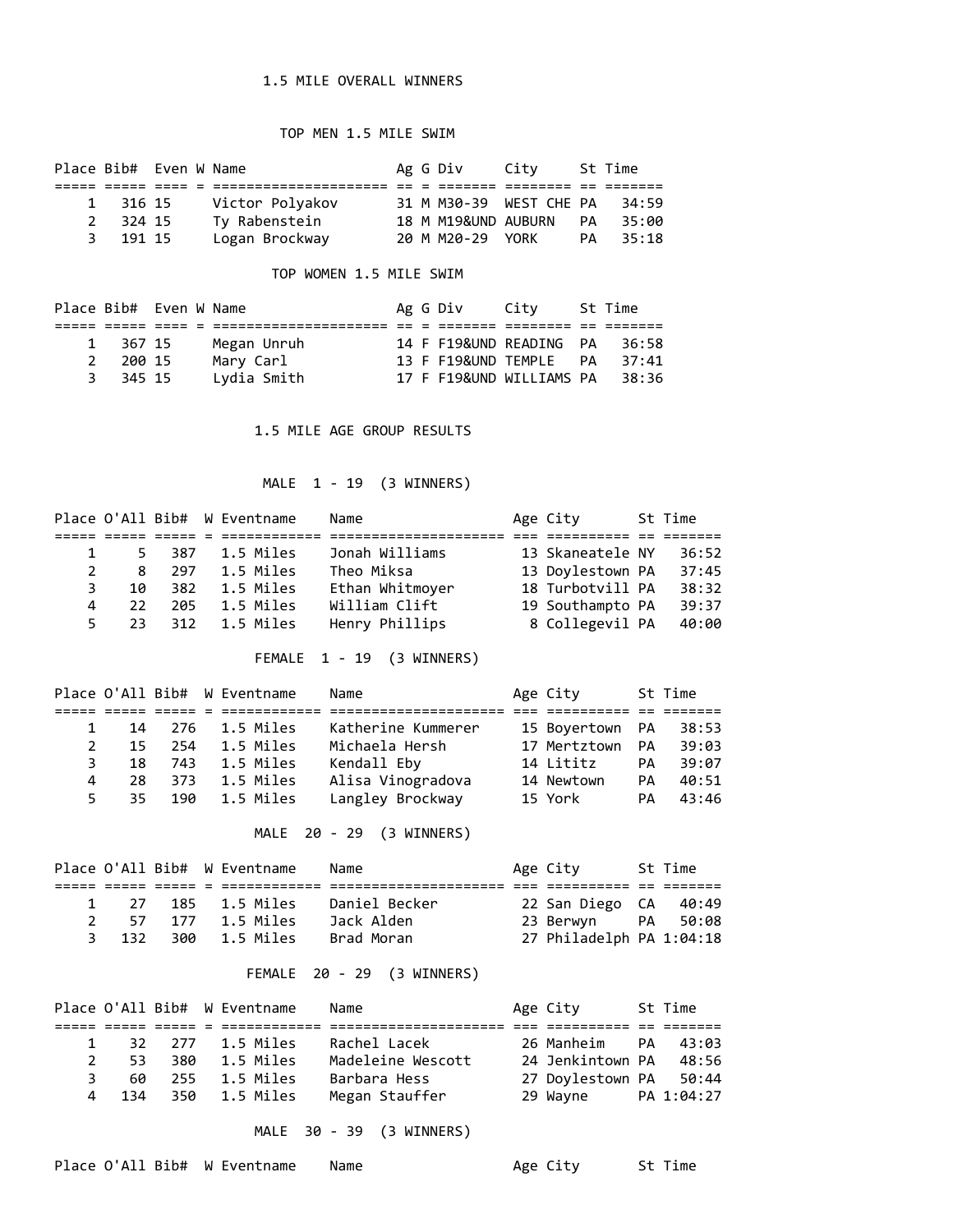# 1.5 MILE OVERALL WINNERS

## TOP MEN 1.5 MILE SWIM

| Place | Bib# | Even | W | Name | Ag | G | Div | City | St | Time |
|---|---|---|---|---|---|---|---|---|---|---|
| 1 | 316 | 15 | | Victor Polyakov | 31 | M | M30-39 | WEST CHE | PA | 34:59 |
| 2 | 324 | 15 | | Ty Rabenstein | 18 | M | M19&UND | AUBURN | PA | 35:00 |
| 3 | 191 | 15 | | Logan Brockway | 20 | M | M20-29 | YORK | PA | 35:18 |

## TOP WOMEN 1.5 MILE SWIM

| Place | Bib# | Even | W | Name | Ag | G | Div | City | St | Time |
|---|---|---|---|---|---|---|---|---|---|---|
| 1 | 367 | 15 | | Megan Unruh | 14 | F | F19&UND | READING | PA | 36:58 |
| 2 | 200 | 15 | | Mary Carl | 13 | F | F19&UND | TEMPLE | PA | 37:41 |
| 3 | 345 | 15 | | Lydia Smith | 17 | F | F19&UND | WILLIAMS | PA | 38:36 |

# 1.5 MILE AGE GROUP RESULTS

## MALE 1 - 19 (3 WINNERS)

| Place | O'All | Bib# | W | Eventname | Name | Age | City | St | Time |
|---|---|---|---|---|---|---|---|---|---|
| 1 | 5 | 387 | | 1.5 Miles | Jonah Williams | 13 | Skaneatele | NY | 36:52 |
| 2 | 8 | 297 | | 1.5 Miles | Theo Miksa | 13 | Doylestown | PA | 37:45 |
| 3 | 10 | 382 | | 1.5 Miles | Ethan Whitmoyer | 18 | Turbotvill | PA | 38:32 |
| 4 | 22 | 205 | | 1.5 Miles | William Clift | 19 | Southampto | PA | 39:37 |
| 5 | 23 | 312 | | 1.5 Miles | Henry Phillips | 8 | Collegevil | PA | 40:00 |

## FEMALE 1 - 19 (3 WINNERS)

| Place | O'All | Bib# | W | Eventname | Name | Age | City | St | Time |
|---|---|---|---|---|---|---|---|---|---|
| 1 | 14 | 276 | | 1.5 Miles | Katherine Kummerer | 15 | Boyertown | PA | 38:53 |
| 2 | 15 | 254 | | 1.5 Miles | Michaela Hersh | 17 | Mertztown | PA | 39:03 |
| 3 | 18 | 743 | | 1.5 Miles | Kendall Eby | 14 | Lititz | PA | 39:07 |
| 4 | 28 | 373 | | 1.5 Miles | Alisa Vinogradova | 14 | Newtown | PA | 40:51 |
| 5 | 35 | 190 | | 1.5 Miles | Langley Brockway | 15 | York | PA | 43:46 |

## MALE 20 - 29 (3 WINNERS)

| Place | O'All | Bib# | W | Eventname | Name | Age | City | St | Time |
|---|---|---|---|---|---|---|---|---|---|
| 1 | 27 | 185 | | 1.5 Miles | Daniel Becker | 22 | San Diego | CA | 40:49 |
| 2 | 57 | 177 | | 1.5 Miles | Jack Alden | 23 | Berwyn | PA | 50:08 |
| 3 | 132 | 300 | | 1.5 Miles | Brad Moran | 27 | Philadelph | PA | 1:04:18 |

## FEMALE 20 - 29 (3 WINNERS)

| Place | O'All | Bib# | W | Eventname | Name | Age | City | St | Time |
|---|---|---|---|---|---|---|---|---|---|
| 1 | 32 | 277 | | 1.5 Miles | Rachel Lacek | 26 | Manheim | PA | 43:03 |
| 2 | 53 | 380 | | 1.5 Miles | Madeleine Wescott | 24 | Jenkintown | PA | 48:56 |
| 3 | 60 | 255 | | 1.5 Miles | Barbara Hess | 27 | Doylestown | PA | 50:44 |
| 4 | 134 | 350 | | 1.5 Miles | Megan Stauffer | 29 | Wayne | PA | 1:04:27 |

## MALE 30 - 39 (3 WINNERS)

| Place | O'All | Bib# | W | Eventname | Name | Age | City | St | Time |
|---|---|---|---|---|---|---|---|---|---|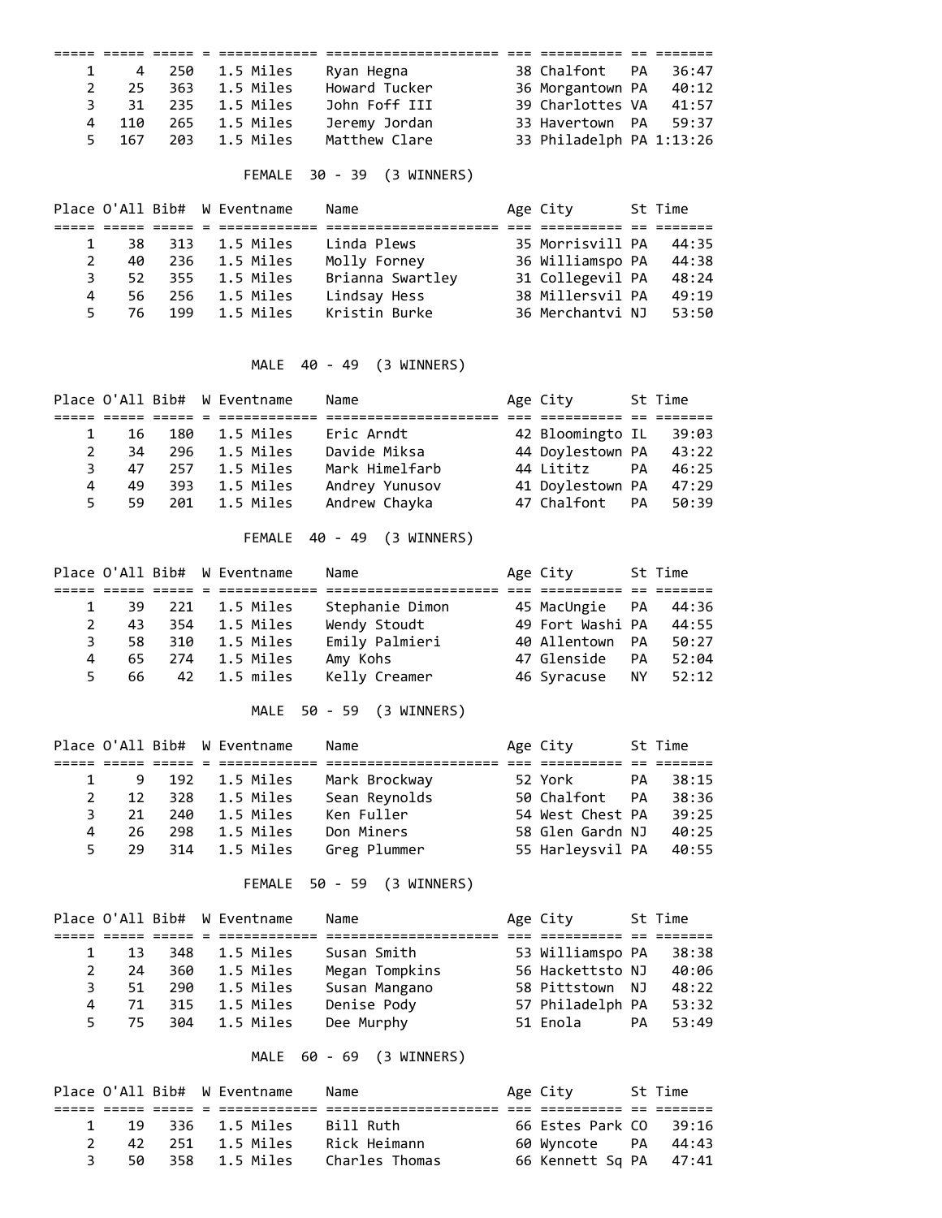| Place | O'All | Bib# | W | Eventname | Name | Age | City | St | Time |
|---|---|---|---|---|---|---|---|---|---|
| 1 | 4 | 250 | | 1.5 Miles | Ryan Hegna | 38 | Chalfont | PA | 36:47 |
| 2 | 25 | 363 | | 1.5 Miles | Howard Tucker | 36 | Morgantown | PA | 40:12 |
| 3 | 31 | 235 | | 1.5 Miles | John Foff III | 39 | Charlottes | VA | 41:57 |
| 4 | 110 | 265 | | 1.5 Miles | Jeremy Jordan | 33 | Havertown | PA | 59:37 |
| 5 | 167 | 203 | | 1.5 Miles | Matthew Clare | 33 | Philadelph | PA | 1:13:26 |

FEMALE 30 - 39 (3 WINNERS)

| Place | O'All | Bib# | W | Eventname | Name | Age | City | St | Time |
|---|---|---|---|---|---|---|---|---|---|
| 1 | 38 | 313 | | 1.5 Miles | Linda Plews | 35 | Morrisvill | PA | 44:35 |
| 2 | 40 | 236 | | 1.5 Miles | Molly Forney | 36 | Williamspo | PA | 44:38 |
| 3 | 52 | 355 | | 1.5 Miles | Brianna Swartley | 31 | Collegevil | PA | 48:24 |
| 4 | 56 | 256 | | 1.5 Miles | Lindsay Hess | 38 | Millersvil | PA | 49:19 |
| 5 | 76 | 199 | | 1.5 Miles | Kristin Burke | 36 | Merchantvi | NJ | 53:50 |

MALE 40 - 49 (3 WINNERS)

| Place | O'All | Bib# | W | Eventname | Name | Age | City | St | Time |
|---|---|---|---|---|---|---|---|---|---|
| 1 | 16 | 180 | | 1.5 Miles | Eric Arndt | 42 | Bloomingto | IL | 39:03 |
| 2 | 34 | 296 | | 1.5 Miles | Davide Miksa | 44 | Doylestown | PA | 43:22 |
| 3 | 47 | 257 | | 1.5 Miles | Mark Himelfarb | 44 | Lititz | PA | 46:25 |
| 4 | 49 | 393 | | 1.5 Miles | Andrey Yunusov | 41 | Doylestown | PA | 47:29 |
| 5 | 59 | 201 | | 1.5 Miles | Andrew Chayka | 47 | Chalfont | PA | 50:39 |

FEMALE 40 - 49 (3 WINNERS)

| Place | O'All | Bib# | W | Eventname | Name | Age | City | St | Time |
|---|---|---|---|---|---|---|---|---|---|
| 1 | 39 | 221 | | 1.5 Miles | Stephanie Dimon | 45 | MacUngie | PA | 44:36 |
| 2 | 43 | 354 | | 1.5 Miles | Wendy Stoudt | 49 | Fort Washi | PA | 44:55 |
| 3 | 58 | 310 | | 1.5 Miles | Emily Palmieri | 40 | Allentown | PA | 50:27 |
| 4 | 65 | 274 | | 1.5 Miles | Amy Kohs | 47 | Glenside | PA | 52:04 |
| 5 | 66 | 42 | | 1.5 miles | Kelly Creamer | 46 | Syracuse | NY | 52:12 |

MALE 50 - 59 (3 WINNERS)

| Place | O'All | Bib# | W | Eventname | Name | Age | City | St | Time |
|---|---|---|---|---|---|---|---|---|---|
| 1 | 9 | 192 | | 1.5 Miles | Mark Brockway | 52 | York | PA | 38:15 |
| 2 | 12 | 328 | | 1.5 Miles | Sean Reynolds | 50 | Chalfont | PA | 38:36 |
| 3 | 21 | 240 | | 1.5 Miles | Ken Fuller | 54 | West Chest | PA | 39:25 |
| 4 | 26 | 298 | | 1.5 Miles | Don Miners | 58 | Glen Gardn | NJ | 40:25 |
| 5 | 29 | 314 | | 1.5 Miles | Greg Plummer | 55 | Harleysvil | PA | 40:55 |

FEMALE 50 - 59 (3 WINNERS)

| Place | O'All | Bib# | W | Eventname | Name | Age | City | St | Time |
|---|---|---|---|---|---|---|---|---|---|
| 1 | 13 | 348 | | 1.5 Miles | Susan Smith | 53 | Williamspo | PA | 38:38 |
| 2 | 24 | 360 | | 1.5 Miles | Megan Tompkins | 56 | Hackettsto | NJ | 40:06 |
| 3 | 51 | 290 | | 1.5 Miles | Susan Mangano | 58 | Pittstown | NJ | 48:22 |
| 4 | 71 | 315 | | 1.5 Miles | Denise Pody | 57 | Philadelph | PA | 53:32 |
| 5 | 75 | 304 | | 1.5 Miles | Dee Murphy | 51 | Enola | PA | 53:49 |

MALE 60 - 69 (3 WINNERS)

| Place | O'All | Bib# | W | Eventname | Name | Age | City | St | Time |
|---|---|---|---|---|---|---|---|---|---|
| 1 | 19 | 336 | | 1.5 Miles | Bill Ruth | 66 | Estes Park | CO | 39:16 |
| 2 | 42 | 251 | | 1.5 Miles | Rick Heimann | 60 | Wyncote | PA | 44:43 |
| 3 | 50 | 358 | | 1.5 Miles | Charles Thomas | 66 | Kennett Sq | PA | 47:41 |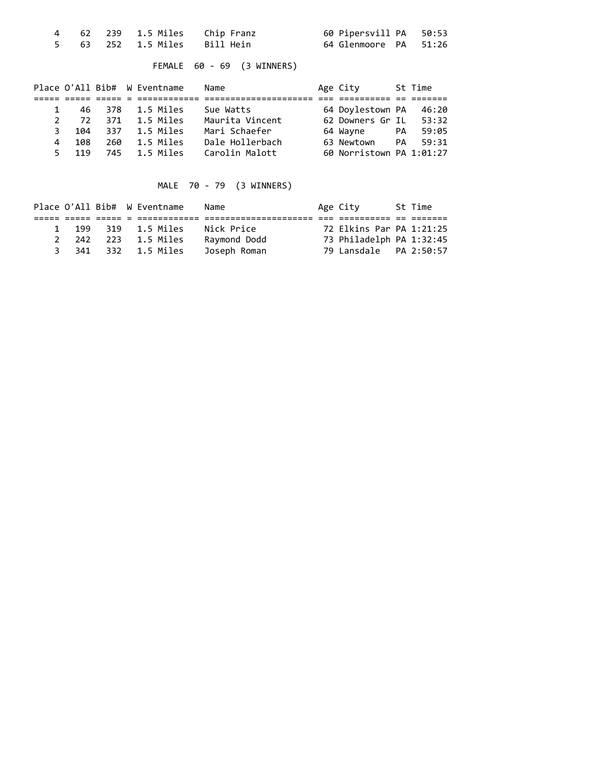| Place | O'All | Bib# | W | Eventname | Name | Age | City | St | Time |
|---|---|---|---|---|---|---|---|---|---|
| 4 | 62 | 239 | | 1.5 Miles | Chip Franz | 60 | Pipersvill | PA | 50:53 |
| 5 | 63 | 252 | | 1.5 Miles | Bill Hein | 64 | Glenmoore | PA | 51:26 |

FEMALE 60 - 69 (3 WINNERS)

| Place | O'All | Bib# | W | Eventname | Name | Age | City | St | Time |
|---|---|---|---|---|---|---|---|---|---|
| 1 | 46 | 378 | | 1.5 Miles | Sue Watts | 64 | Doylestown | PA | 46:20 |
| 2 | 72 | 371 | | 1.5 Miles | Maurita Vincent | 62 | Downers Gr | IL | 53:32 |
| 3 | 104 | 337 | | 1.5 Miles | Mari Schaefer | 64 | Wayne | PA | 59:05 |
| 4 | 108 | 260 | | 1.5 Miles | Dale Hollerbach | 63 | Newtown | PA | 59:31 |
| 5 | 119 | 745 | | 1.5 Miles | Carolin Malott | 60 | Norristown | PA | 1:01:27 |

MALE 70 - 79 (3 WINNERS)

| Place | O'All | Bib# | W | Eventname | Name | Age | City | St | Time |
|---|---|---|---|---|---|---|---|---|---|
| 1 | 199 | 319 | | 1.5 Miles | Nick Price | 72 | Elkins Par | PA | 1:21:25 |
| 2 | 242 | 223 | | 1.5 Miles | Raymond Dodd | 73 | Philadelph | PA | 1:32:45 |
| 3 | 341 | 332 | | 1.5 Miles | Joseph Roman | 79 | Lansdale | PA | 2:50:57 |